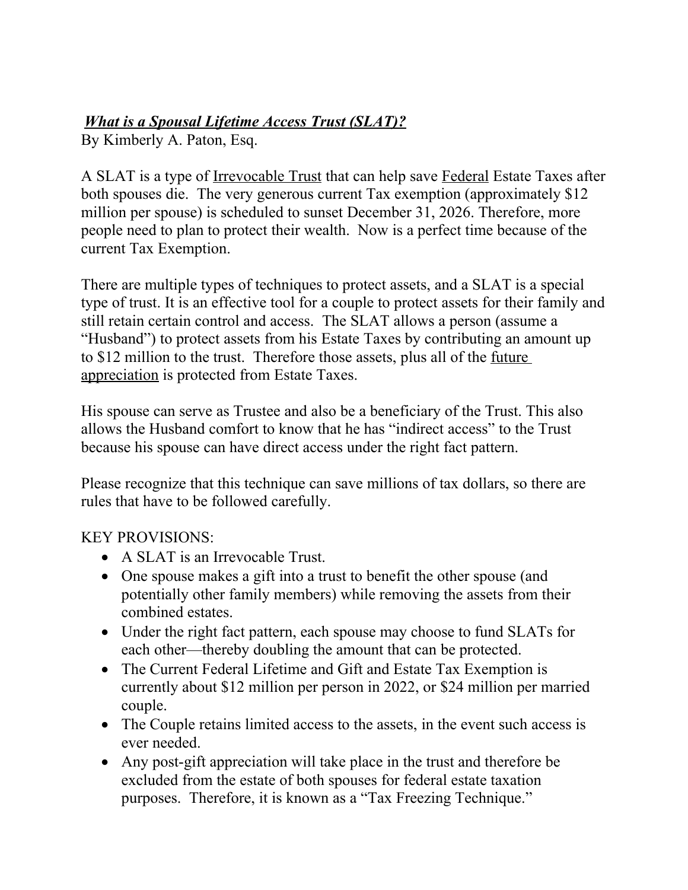# ***What is a Spousal Lifetime Access Trust (SLAT)?***

By Kimberly A. Paton, Esq.

A SLAT is a type of <u>Irrevocable Trust</u> that can help save <u>Federal</u> Estate Taxes after both spouses die. The very generous current Tax exemption (approximately $12 million per spouse) is scheduled to sunset December 31, 2026. Therefore, more people need to plan to protect their wealth. Now is a perfect time because of the current Tax Exemption.

There are multiple types of techniques to protect assets, and a SLAT is a special type of trust. It is an effective tool for a couple to protect assets for their family and still retain certain control and access. The SLAT allows a person (assume a "Husband") to protect assets from his Estate Taxes by contributing an amount up to $12 million to the trust. Therefore those assets, plus all of the <u>future appreciation</u> is protected from Estate Taxes.

His spouse can serve as Trustee and also be a beneficiary of the Trust. This also allows the Husband comfort to know that he has "indirect access" to the Trust because his spouse can have direct access under the right fact pattern.

Please recognize that this technique can save millions of tax dollars, so there are rules that have to be followed carefully.

KEY PROVISIONS:

- A SLAT is an Irrevocable Trust.
- One spouse makes a gift into a trust to benefit the other spouse (and potentially other family members) while removing the assets from their combined estates.
- Under the right fact pattern, each spouse may choose to fund SLATs for each other—thereby doubling the amount that can be protected.
- The Current Federal Lifetime and Gift and Estate Tax Exemption is currently about $12 million per person in 2022, or $24 million per married couple.
- The Couple retains limited access to the assets, in the event such access is ever needed.
- Any post-gift appreciation will take place in the trust and therefore be excluded from the estate of both spouses for federal estate taxation purposes. Therefore, it is known as a "Tax Freezing Technique."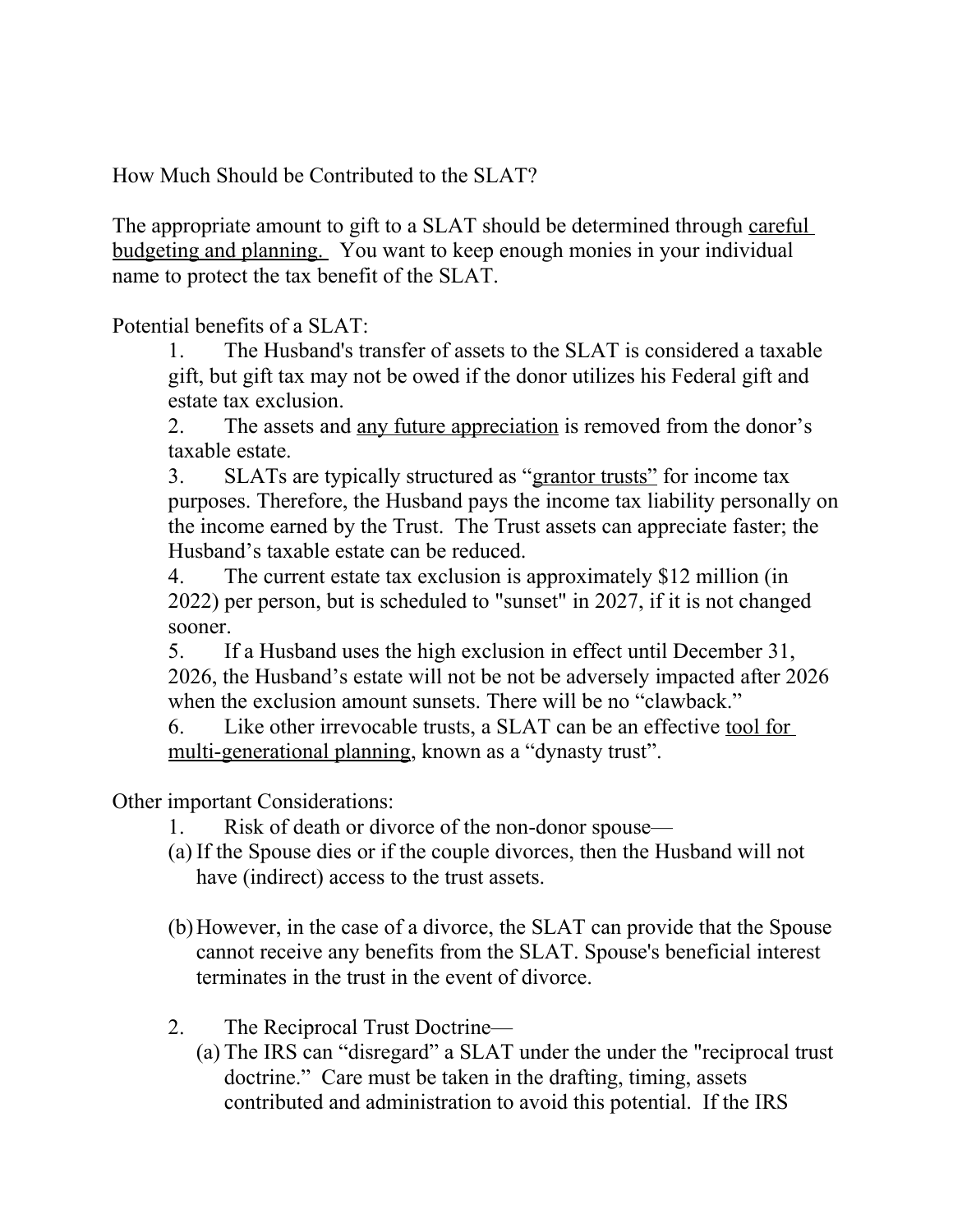How Much Should be Contributed to the SLAT?

The appropriate amount to gift to a SLAT should be determined through <u>careful budgeting and planning.</u> You want to keep enough monies in your individual name to protect the tax benefit of the SLAT.

Potential benefits of a SLAT:

1. The Husband's transfer of assets to the SLAT is considered a taxable gift, but gift tax may not be owed if the donor utilizes his Federal gift and estate tax exclusion.
2. The assets and <u>any future appreciation</u> is removed from the donor's taxable estate.
3. SLATs are typically structured as "<u>grantor trusts"</u> for income tax purposes. Therefore, the Husband pays the income tax liability personally on the income earned by the Trust. The Trust assets can appreciate faster; the Husband's taxable estate can be reduced.
4. The current estate tax exclusion is approximately $12 million (in 2022) per person, but is scheduled to "sunset" in 2027, if it is not changed sooner.
5. If a Husband uses the high exclusion in effect until December 31, 2026, the Husband's estate will not be not be adversely impacted after 2026 when the exclusion amount sunsets. There will be no "clawback."
6. Like other irrevocable trusts, a SLAT can be an effective <u>tool for multi-generational planning</u>, known as a "dynasty trust".

Other important Considerations:

1. Risk of death or divorce of the non-donor spouse—
   (a) If the Spouse dies or if the couple divorces, then the Husband will not have (indirect) access to the trust assets.

   (b) However, in the case of a divorce, the SLAT can provide that the Spouse cannot receive any benefits from the SLAT. Spouse's beneficial interest terminates in the trust in the event of divorce.

2. The Reciprocal Trust Doctrine—
   (a) The IRS can "disregard" a SLAT under the under the "reciprocal trust doctrine." Care must be taken in the drafting, timing, assets contributed and administration to avoid this potential. If the IRS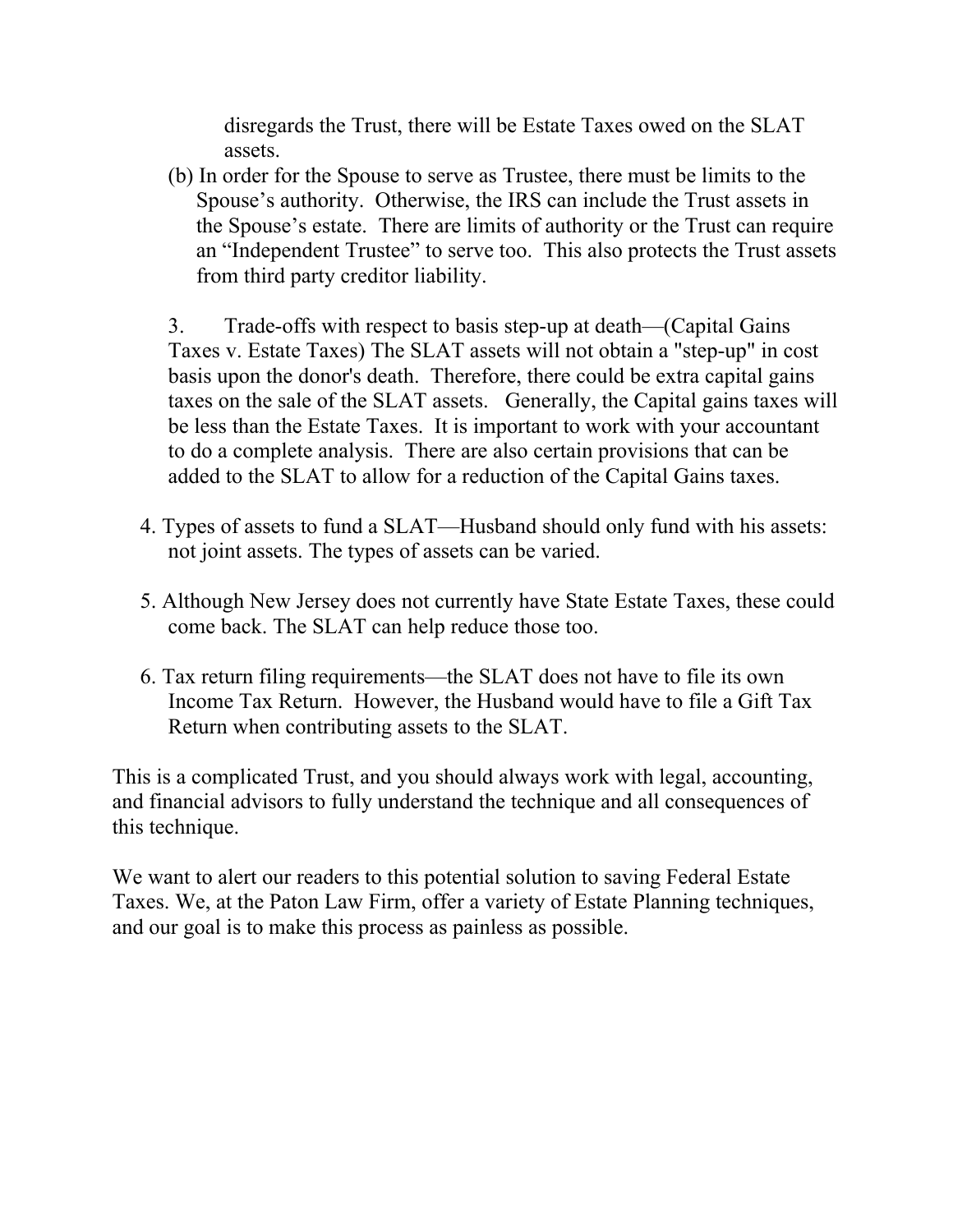disregards the Trust, there will be Estate Taxes owed on the SLAT assets.

(b) In order for the Spouse to serve as Trustee, there must be limits to the Spouse's authority. Otherwise, the IRS can include the Trust assets in the Spouse's estate. There are limits of authority or the Trust can require an "Independent Trustee" to serve too. This also protects the Trust assets from third party creditor liability.

3. Trade-offs with respect to basis step-up at death—(Capital Gains Taxes v. Estate Taxes) The SLAT assets will not obtain a "step-up" in cost basis upon the donor's death. Therefore, there could be extra capital gains taxes on the sale of the SLAT assets. Generally, the Capital gains taxes will be less than the Estate Taxes. It is important to work with your accountant to do a complete analysis. There are also certain provisions that can be added to the SLAT to allow for a reduction of the Capital Gains taxes.

4. Types of assets to fund a SLAT—Husband should only fund with his assets: not joint assets. The types of assets can be varied.

5. Although New Jersey does not currently have State Estate Taxes, these could come back. The SLAT can help reduce those too.

6. Tax return filing requirements—the SLAT does not have to file its own Income Tax Return. However, the Husband would have to file a Gift Tax Return when contributing assets to the SLAT.

This is a complicated Trust, and you should always work with legal, accounting, and financial advisors to fully understand the technique and all consequences of this technique.

We want to alert our readers to this potential solution to saving Federal Estate Taxes. We, at the Paton Law Firm, offer a variety of Estate Planning techniques, and our goal is to make this process as painless as possible.